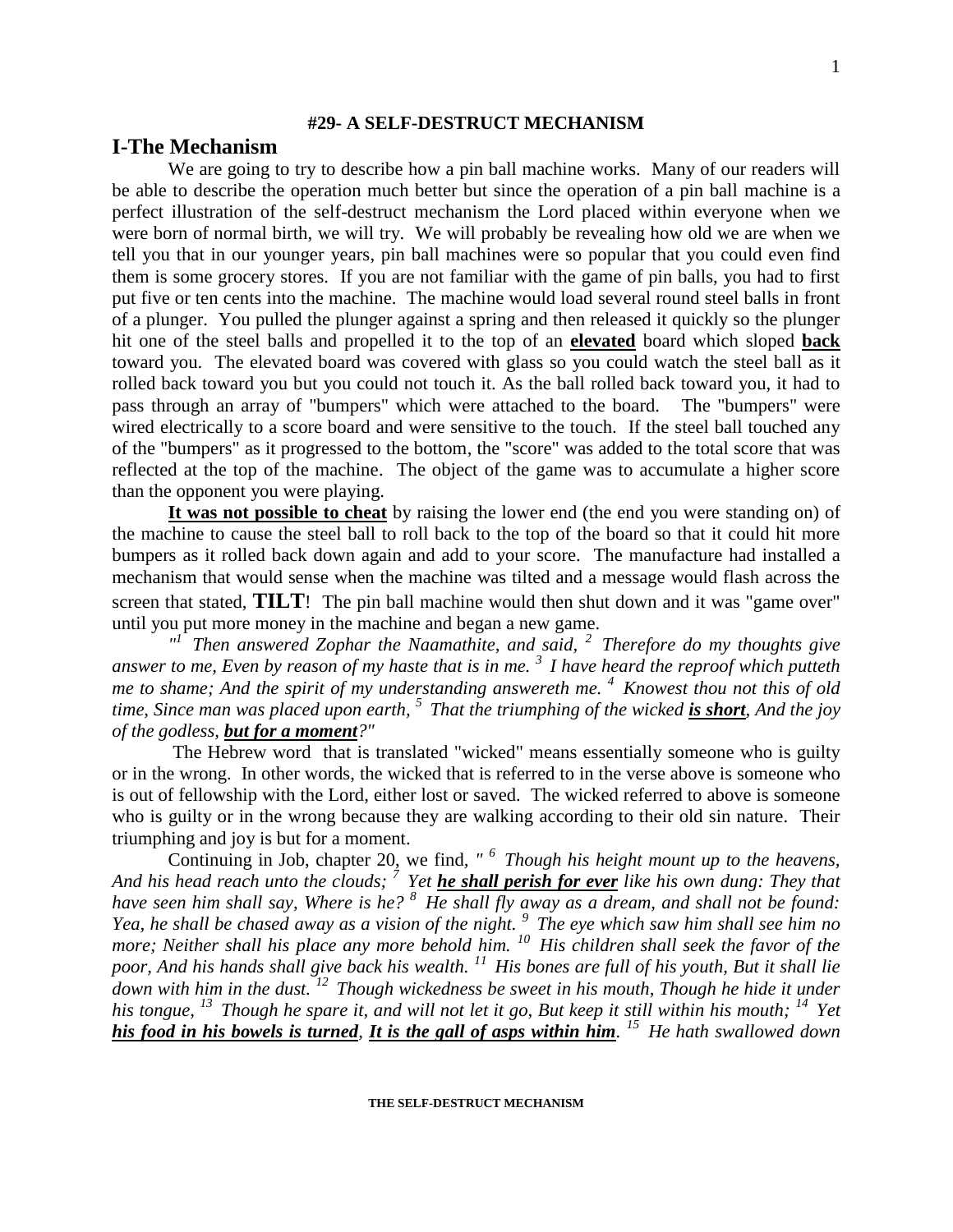### #29- A SELF-DESTRUCT MECHANISM

## I-The Mechanism

We are going to try to describe how a pin ball machine works. Many of our readers will be able to describe the operation much better but since the operation of a pin ball machine is a perfect illustration of the self-destruct mechanism the Lord placed within everyone when we were born of normal birth, we will try. We will probably be revealing how old we are when we tell you that in our younger years, pin ball machines were so popular that you could even find them is some grocery stores. If you are not familiar with the game of pin balls, you had to first put five or ten cents into the machine. The machine would load several round steel balls in front of a plunger. You pulled the plunger against a spring and then released it quickly so the plunger hit one of the steel balls and propelled it to the top of an **elevated** board which sloped **back** toward you. The elevated board was covered with glass so you could watch the steel ball as it rolled back toward you but you could not touch it. As the ball rolled back toward you, it had to pass through an array of "bumpers" which were attached to the board. The "bumpers" were wired electrically to a score board and were sensitive to the touch. If the steel ball touched any of the "bumpers" as it progressed to the bottom, the "score" was added to the total score that was reflected at the top of the machine. The object of the game was to accumulate a higher score than the opponent you were playing.

**It was not possible to cheat** by raising the lower end (the end you were standing on) of the machine to cause the steel ball to roll back to the top of the board so that it could hit more bumpers as it rolled back down again and add to your score. The manufacture had installed a mechanism that would sense when the machine was tilted and a message would flash across the screen that stated, **TILT**! The pin ball machine would then shut down and it was "game over" until you put more money in the machine and began a new game.

*"[1] Then answered Zophar the Naamathite, and said, [2] Therefore do my thoughts give answer to me, Even by reason of my haste that is in me. [3] I have heard the reproof which putteth me to shame; And the spirit of my understanding answereth me. [4] Knowest thou not this of old time, Since man was placed upon earth, [5] That the triumphing of the wicked **is short**, And the joy of the godless, **but for a moment**?"*

The Hebrew word that is translated "wicked" means essentially someone who is guilty or in the wrong. In other words, the wicked that is referred to in the verse above is someone who is out of fellowship with the Lord, either lost or saved. The wicked referred to above is someone who is guilty or in the wrong because they are walking according to their old sin nature. Their triumphing and joy is but for a moment.

Continuing in Job, chapter 20, we find, *" [6] Though his height mount up to the heavens, And his head reach unto the clouds; [7] Yet **he shall perish for ever** like his own dung: They that have seen him shall say, Where is he? [8] He shall fly away as a dream, and shall not be found: Yea, he shall be chased away as a vision of the night. [9] The eye which saw him shall see him no more; Neither shall his place any more behold him. [10] His children shall seek the favor of the poor, And his hands shall give back his wealth. [11] His bones are full of his youth, But it shall lie down with him in the dust. [12] Though wickedness be sweet in his mouth, Though he hide it under his tongue, [13] Though he spare it, and will not let it go, But keep it still within his mouth; [14] Yet **his food in his bowels is turned**, **It is the gall of asps within him**. [15] He hath swallowed down*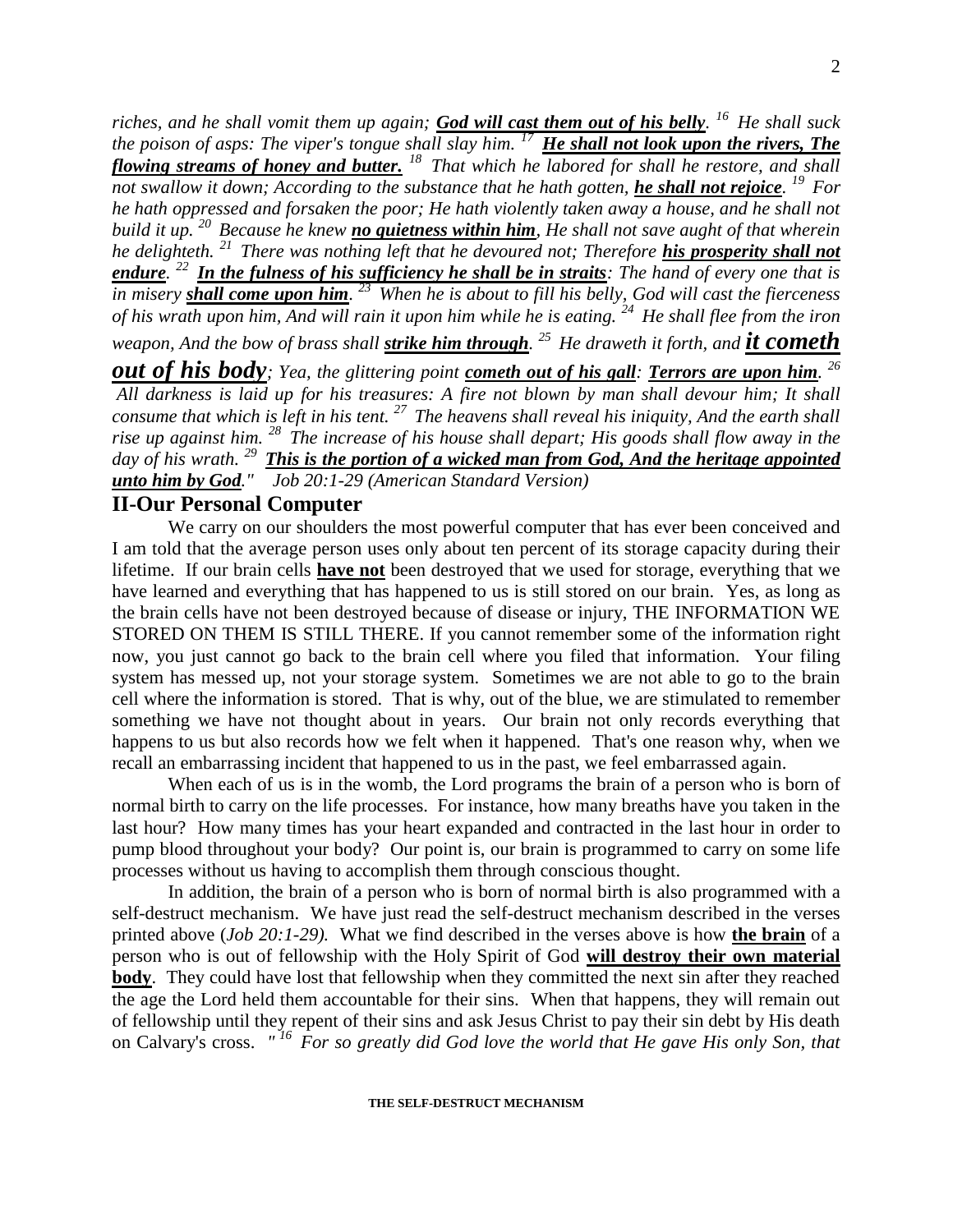*riches, and he shall vomit them up again; **God will cast them out of his belly**. [16] He shall suck the poison of asps: The viper's tongue shall slay him. [17] **He shall not look upon the rivers, The flowing streams of honey and butter.** [18] That which he labored for shall he restore, and shall not swallow it down; According to the substance that he hath gotten, **he shall not rejoice**. [19] For he hath oppressed and forsaken the poor; He hath violently taken away a house, and he shall not build it up. [20] Because he knew **no quietness within him**, He shall not save aught of that wherein he delighteth. [21] There was nothing left that he devoured not; Therefore **his prosperity shall not endure**. [22] **In the fulness of his sufficiency he shall be in straits**: The hand of every one that is in misery **shall come upon him**. [23] When he is about to fill his belly, God will cast the fierceness of his wrath upon him, And will rain it upon him while he is eating. [24] He shall flee from the iron weapon, And the bow of brass shall **strike him through**. [25] He draweth it forth, and **it cometh out of his body**; Yea, the glittering point **cometh out of his gall**: **Terrors are upon him**. [26] All darkness is laid up for his treasures: A fire not blown by man shall devour him; It shall consume that which is left in his tent. [27] The heavens shall reveal his iniquity, And the earth shall rise up against him. [28] The increase of his house shall depart; His goods shall flow away in the day of his wrath. [29] **This is the portion of a wicked man from God, And the heritage appointed unto him by God**." Job 20:1-29 (American Standard Version)*

## II-Our Personal Computer

We carry on our shoulders the most powerful computer that has ever been conceived and I am told that the average person uses only about ten percent of its storage capacity during their lifetime. If our brain cells **have not** been destroyed that we used for storage, everything that we have learned and everything that has happened to us is still stored on our brain. Yes, as long as the brain cells have not been destroyed because of disease or injury, THE INFORMATION WE STORED ON THEM IS STILL THERE. If you cannot remember some of the information right now, you just cannot go back to the brain cell where you filed that information. Your filing system has messed up, not your storage system. Sometimes we are not able to go to the brain cell where the information is stored. That is why, out of the blue, we are stimulated to remember something we have not thought about in years. Our brain not only records everything that happens to us but also records how we felt when it happened. That's one reason why, when we recall an embarrassing incident that happened to us in the past, we feel embarrassed again.

When each of us is in the womb, the Lord programs the brain of a person who is born of normal birth to carry on the life processes. For instance, how many breaths have you taken in the last hour? How many times has your heart expanded and contracted in the last hour in order to pump blood throughout your body? Our point is, our brain is programmed to carry on some life processes without us having to accomplish them through conscious thought.

In addition, the brain of a person who is born of normal birth is also programmed with a self-destruct mechanism. We have just read the self-destruct mechanism described in the verses printed above (*Job 20:1-29).* What we find described in the verses above is how **the brain** of a person who is out of fellowship with the Holy Spirit of God **will destroy their own material body**. They could have lost that fellowship when they committed the next sin after they reached the age the Lord held them accountable for their sins. When that happens, they will remain out of fellowship until they repent of their sins and ask Jesus Christ to pay their sin debt by His death on Calvary's cross. *"[16] For so greatly did God love the world that He gave His only Son, that*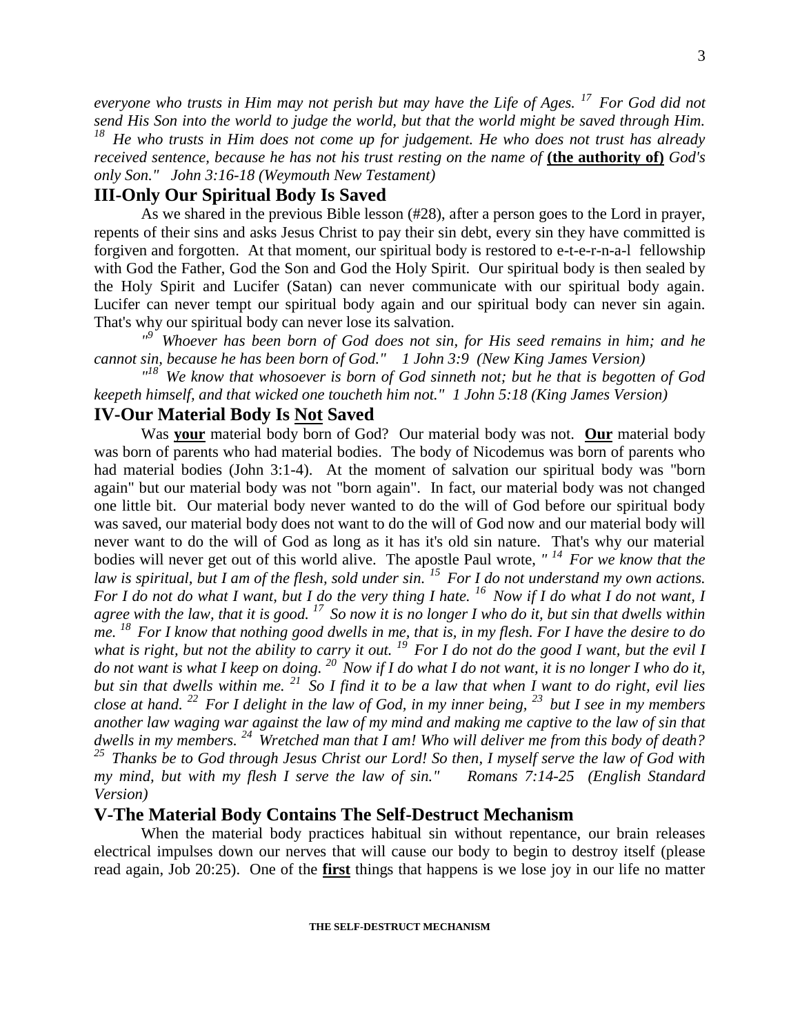*everyone who trusts in Him may not perish but may have the Life of Ages.* [17] *For God did not send His Son into the world to judge the world, but that the world might be saved through Him.* [18] *He who trusts in Him does not come up for judgement. He who does not trust has already received sentence, because he has not his trust resting on the name of* **(the authority of)** *God's only Son." John 3:16-18 (Weymouth New Testament)*

## III-Only Our Spiritual Body Is Saved

As we shared in the previous Bible lesson (#28), after a person goes to the Lord in prayer, repents of their sins and asks Jesus Christ to pay their sin debt, every sin they have committed is forgiven and forgotten. At that moment, our spiritual body is restored to e-t-e-r-n-a-l fellowship with God the Father, God the Son and God the Holy Spirit. Our spiritual body is then sealed by the Holy Spirit and Lucifer (Satan) can never communicate with our spiritual body again. Lucifer can never tempt our spiritual body again and our spiritual body can never sin again. That's why our spiritual body can never lose its salvation.

*"*[9] *Whoever has been born of God does not sin, for His seed remains in him; and he cannot sin, because he has been born of God." 1 John 3:9 (New King James Version)*

*"*[18] *We know that whosoever is born of God sinneth not; but he that is begotten of God keepeth himself, and that wicked one toucheth him not." 1 John 5:18 (King James Version)*

## IV-Our Material Body Is <u>Not</u> Saved

Was **<u>your</u>** material body born of God? Our material body was not. **<u>Our</u>** material body was born of parents who had material bodies. The body of Nicodemus was born of parents who had material bodies (John 3:1-4). At the moment of salvation our spiritual body was "born again" but our material body was not "born again". In fact, our material body was not changed one little bit. Our material body never wanted to do the will of God before our spiritual body was saved, our material body does not want to do the will of God now and our material body will never want to do the will of God as long as it has it's old sin nature. That's why our material bodies will never get out of this world alive. The apostle Paul wrote, *"* [14] *For we know that the law is spiritual, but I am of the flesh, sold under sin.* [15] *For I do not understand my own actions. For I do not do what I want, but I do the very thing I hate.* [16] *Now if I do what I do not want, I agree with the law, that it is good.* [17] *So now it is no longer I who do it, but sin that dwells within me.* [18] *For I know that nothing good dwells in me, that is, in my flesh. For I have the desire to do what is right, but not the ability to carry it out.* [19] *For I do not do the good I want, but the evil I do not want is what I keep on doing.* [20] *Now if I do what I do not want, it is no longer I who do it, but sin that dwells within me.* [21] *So I find it to be a law that when I want to do right, evil lies close at hand.* [22] *For I delight in the law of God, in my inner being,* [23] *but I see in my members another law waging war against the law of my mind and making me captive to the law of sin that dwells in my members.* [24] *Wretched man that I am! Who will deliver me from this body of death?* [25] *Thanks be to God through Jesus Christ our Lord! So then, I myself serve the law of God with my mind, but with my flesh I serve the law of sin." Romans 7:14-25 (English Standard Version)*

## V-The Material Body Contains The Self-Destruct Mechanism

When the material body practices habitual sin without repentance, our brain releases electrical impulses down our nerves that will cause our body to begin to destroy itself (please read again, Job 20:25). One of the **<u>first</u>** things that happens is we lose joy in our life no matter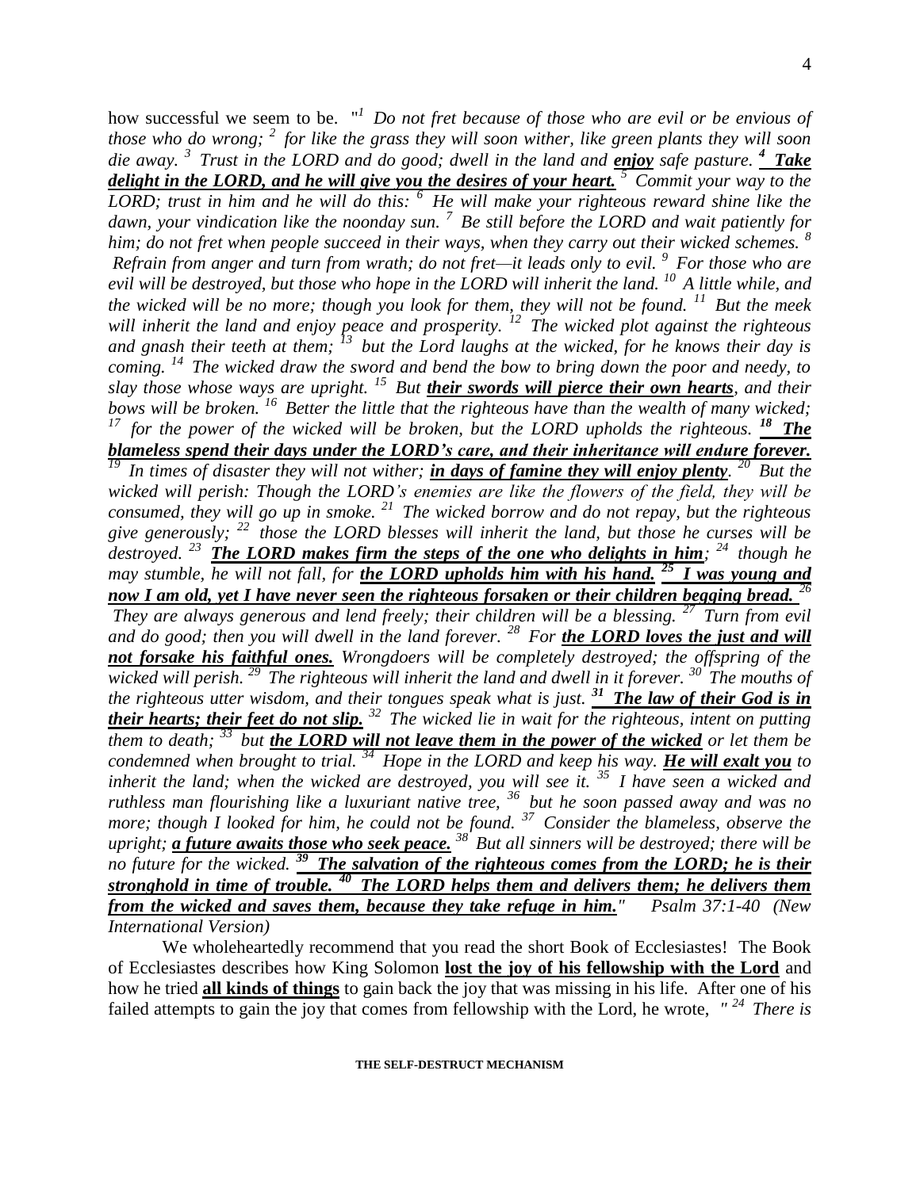how successful we seem to be. "[1] *Do not fret because of those who are evil or be envious of those who do wrong;* [2] *for like the grass they will soon wither, like green plants they will soon die away.* [3] *Trust in the LORD and do good; dwell in the land and* ***enjoy*** *safe pasture.* [4] ***Take delight in the LORD, and he will give you the desires of your heart.*** [5] *Commit your way to the LORD; trust in him and he will do this:* [6] *He will make your righteous reward shine like the dawn, your vindication like the noonday sun.* [7] *Be still before the LORD and wait patiently for him; do not fret when people succeed in their ways, when they carry out their wicked schemes.* [8] *Refrain from anger and turn from wrath; do not fret—it leads only to evil.* [9] *For those who are evil will be destroyed, but those who hope in the LORD will inherit the land.* [10] *A little while, and the wicked will be no more; though you look for them, they will not be found.* [11] *But the meek will inherit the land and enjoy peace and prosperity.* [12] *The wicked plot against the righteous and gnash their teeth at them;* [13] *but the Lord laughs at the wicked, for he knows their day is coming.* [14] *The wicked draw the sword and bend the bow to bring down the poor and needy, to slay those whose ways are upright.* [15] *But* ***their swords will pierce their own hearts****, and their bows will be broken.* [16] *Better the little that the righteous have than the wealth of many wicked;* [17] *for the power of the wicked will be broken, but the LORD upholds the righteous.* [18] ***The blameless spend their days under the LORD's care, and their inheritance will endure forever.*** [19] *In times of disaster they will not wither;* ***in days of famine they will enjoy plenty****.* [20] *But the wicked will perish: Though the LORD's enemies are like the flowers of the field, they will be consumed, they will go up in smoke.* [21] *The wicked borrow and do not repay, but the righteous give generously;* [22] *those the LORD blesses will inherit the land, but those he curses will be destroyed.* [23] ***The LORD makes firm the steps of the one who delights in him****;* [24] *though he may stumble, he will not fall, for* ***the LORD upholds him with his hand.*** [25] ***I was young and now I am old, yet I have never seen the righteous forsaken or their children begging bread.*** [26] *They are always generous and lend freely; their children will be a blessing.* [27] *Turn from evil and do good; then you will dwell in the land forever.* [28] *For* ***the LORD loves the just and will not forsake his faithful ones.*** *Wrongdoers will be completely destroyed; the offspring of the wicked will perish.* [29] *The righteous will inherit the land and dwell in it forever.* [30] *The mouths of the righteous utter wisdom, and their tongues speak what is just.* [31] ***The law of their God is in their hearts; their feet do not slip.*** [32] *The wicked lie in wait for the righteous, intent on putting them to death;* [33] *but* ***the LORD will not leave them in the power of the wicked*** *or let them be condemned when brought to trial.* [34] *Hope in the LORD and keep his way.* ***He will exalt you*** *to inherit the land; when the wicked are destroyed, you will see it.* [35] *I have seen a wicked and ruthless man flourishing like a luxuriant native tree,* [36] *but he soon passed away and was no more; though I looked for him, he could not be found.* [37] *Consider the blameless, observe the upright;* ***a future awaits those who seek peace.*** [38] *But all sinners will be destroyed; there will be no future for the wicked.* [39] ***The salvation of the righteous comes from the LORD; he is their stronghold in time of trouble.*** [40] ***The LORD helps them and delivers them; he delivers them from the wicked and saves them, because they take refuge in him.****"* *Psalm 37:1-40 (New International Version)*

We wholeheartedly recommend that you read the short Book of Ecclesiastes! The Book of Ecclesiastes describes how King Solomon **lost the joy of his fellowship with the Lord** and how he tried **all kinds of things** to gain back the joy that was missing in his life. After one of his failed attempts to gain the joy that comes from fellowship with the Lord, he wrote, *"* [24] *There is*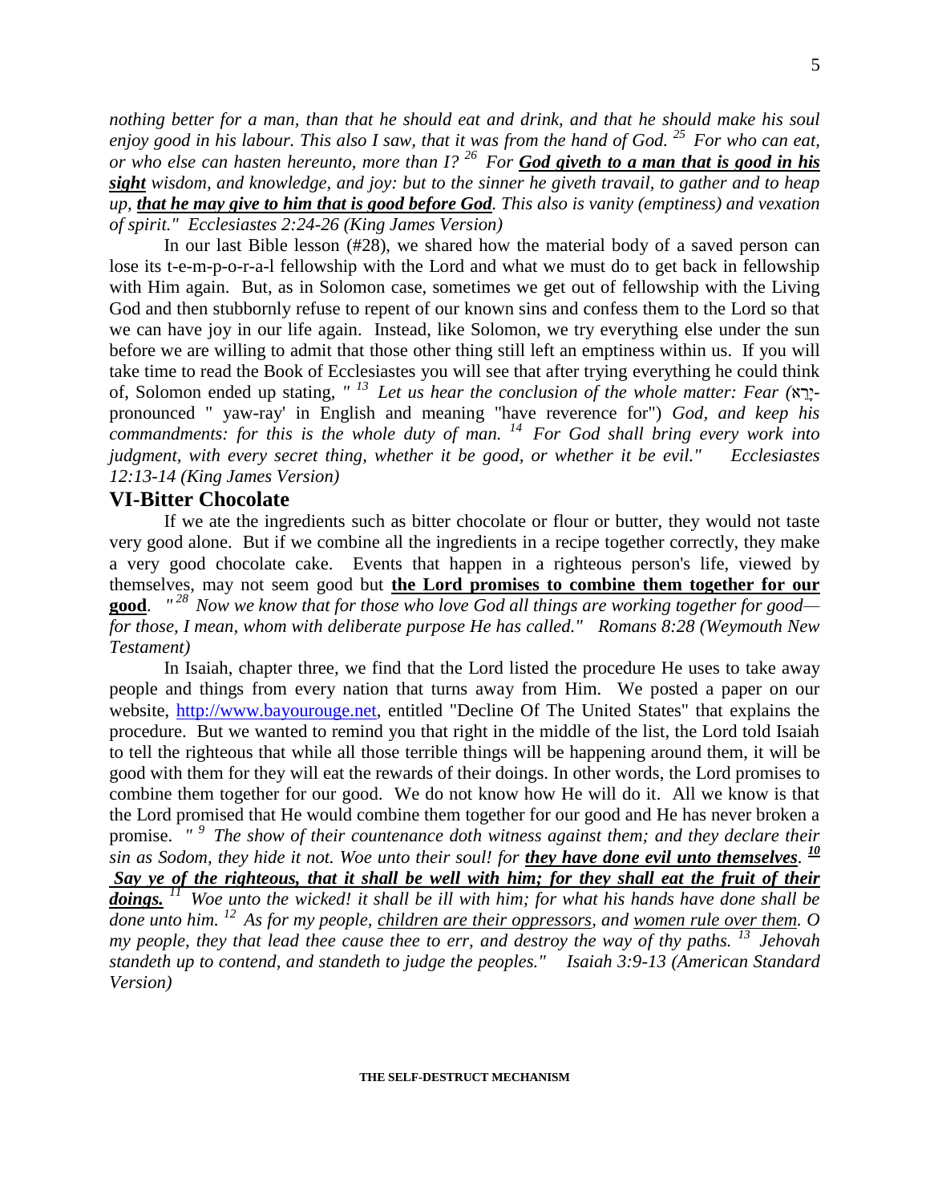*nothing better for a man, than that he should eat and drink, and that he should make his soul enjoy good in his labour. This also I saw, that it was from the hand of God.* [25] *For who can eat, or who else can hasten hereunto, more than I?* [26] *For **God giveth to a man that is good in his sight** wisdom, and knowledge, and joy: but to the sinner he giveth travail, to gather and to heap up, **that he may give to him that is good before God**. This also is vanity (emptiness) and vexation of spirit." Ecclesiastes 2:24-26 (King James Version)*

In our last Bible lesson (#28), we shared how the material body of a saved person can lose its t-e-m-p-o-r-a-l fellowship with the Lord and what we must do to get back in fellowship with Him again. But, as in Solomon case, sometimes we get out of fellowship with the Living God and then stubbornly refuse to repent of our known sins and confess them to the Lord so that we can have joy in our life again. Instead, like Solomon, we try everything else under the sun before we are willing to admit that those other thing still left an emptiness within us. If you will take time to read the Book of Ecclesiastes you will see that after trying everything he could think of, Solomon ended up stating, *"* [13] *Let us hear the conclusion of the whole matter: Fear (*יָרֵא- pronounced " yaw-ray' in English and meaning "have reverence for") *God, and keep his commandments: for this is the whole duty of man.* [14] *For God shall bring every work into judgment, with every secret thing, whether it be good, or whether it be evil." Ecclesiastes 12:13-14 (King James Version)*

## VI-Bitter Chocolate

If we ate the ingredients such as bitter chocolate or flour or butter, they would not taste very good alone. But if we combine all the ingredients in a recipe together correctly, they make a very good chocolate cake. Events that happen in a righteous person's life, viewed by themselves, may not seem good but **the Lord promises to combine them together for our good**. *"* [28] *Now we know that for those who love God all things are working together for good—for those, I mean, whom with deliberate purpose He has called." Romans 8:28 (Weymouth New Testament)*

In Isaiah, chapter three, we find that the Lord listed the procedure He uses to take away people and things from every nation that turns away from Him. We posted a paper on our website, http://www.bayourouge.net, entitled "Decline Of The United States" that explains the procedure. But we wanted to remind you that right in the middle of the list, the Lord told Isaiah to tell the righteous that while all those terrible things will be happening around them, it will be good with them for they will eat the rewards of their doings. In other words, the Lord promises to combine them together for our good. We do not know how He will do it. All we know is that the Lord promised that He would combine them together for our good and He has never broken a promise. *"* [9] *The show of their countenance doth witness against them; and they declare their sin as Sodom, they hide it not. Woe unto their soul! for **they have done evil unto themselves**.* [10] ***Say ye of the righteous, that it shall be well with him; for they shall eat the fruit of their doings.*** [11] *Woe unto the wicked! it shall be ill with him; for what his hands have done shall be done unto him.* [12] *As for my people, children are their oppressors, and women rule over them. O my people, they that lead thee cause thee to err, and destroy the way of thy paths.* [13] *Jehovah standeth up to contend, and standeth to judge the peoples." Isaiah 3:9-13 (American Standard Version)*